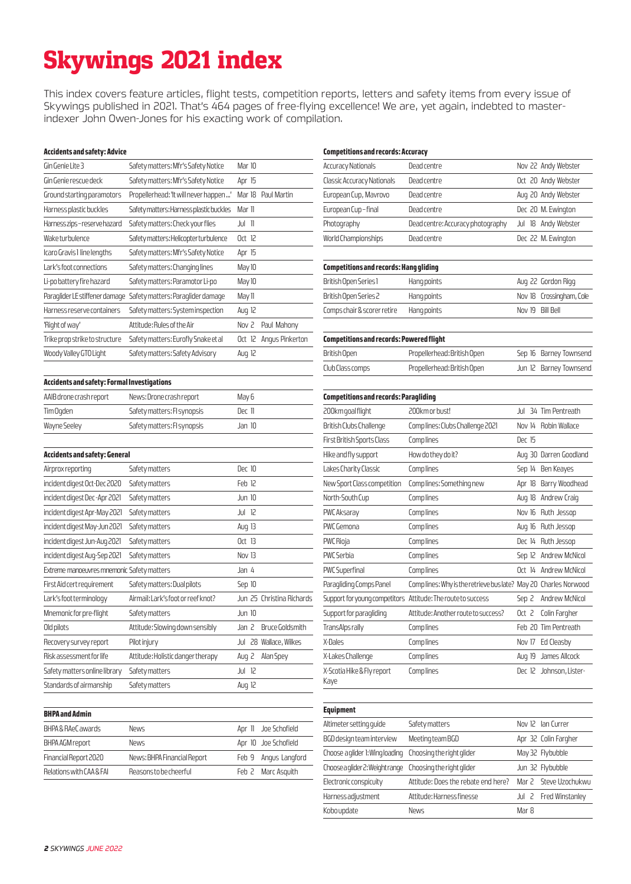# Skywings 2021 index

This index covers feature articles, flight tests, competition reports, letters and safety items from every issue of Skywings published in 2021. That's 464 pages of free-flying excellence! We are, yet again, indebted to master-indexer John Owen-Jones for his exacting work of compilation.

### Accidents and safety: Advice

| | | | |
|---|---|---|---|
| Gin Genie Lite 3 | Safety matters: Mfr's Safety Notice | Mar 10 | |
| Gin Genie rescue deck | Safety matters: Mfr's Safety Notice | Apr 15 | |
| Ground starting paramotors | Propellerhead: 'It will never happen ...' | Mar 18 | Paul Martin |
| Harness plastic buckles | Safety matters: Harness plastic buckles | Mar 11 | |
| Harness zips – reserve hazard | Safety matters: Check your flies | Jul 11 | |
| Wake turbulence | Safety matters: Helicopter turbulence | Oct 12 | |
| Icaro Gravis 1 line lengths | Safety matters: Mfr's Safety Notice | Apr 15 | |
| Lark's foot connections | Safety matters: Changing lines | May 10 | |
| Li-po battery fire hazard | Safety matters: Paramotor Li-po | May 10 | |
| Paraglider LE stiffener damage | Safety matters: Paraglider damage | May 11 | |
| Harness reserve containers | Safety matters: System inspection | Aug 12 | |
| 'Right of way' | Attitude: Rules of the Air | Nov 2 | Paul Mahony |
| Trike prop strike to structure | Safety matters: Eurofly Snake et al | Oct 12 | Angus Pinkerton |
| Woody Valley GTO Light | Safety matters: Safety Advisory | Aug 12 | |

### Accidents and safety: Formal Investigations

| | | | |
|---|---|---|---|
| AAIB drone crash report | News: Drone crash report | May 6 | |
| Tim Ogden | Safety matters: FI synopsis | Dec 11 | |
| Wayne Seeley | Safety matters: FI synopsis | Jan 10 | |

### Accidents and safety: General

| | | | |
|---|---|---|---|
| Airprox reporting | Safety matters | Dec 10 | |
| incident digest Oct-Dec 2020 | Safety matters | Feb 12 | |
| incident digest Dec-Apr 2021 | Safety matters | Jun 10 | |
| incident digest Apr-May 2021 | Safety matters | Jul 12 | |
| incident digest May-Jun 2021 | Safety matters | Aug 13 | |
| incident digest Jun-Aug 2021 | Safety matters | Oct 13 | |
| incident digest Aug-Sep 2021 | Safety matters | Nov 13 | |
| Extreme manoeuvres mnemonic | Safety matters | Jan 4 | |
| First Aid cert requirement | Safety matters: Dual pilots | Sep 10 | |
| Lark's foot terminology | Airmail: Lark's foot or reef knot? | Jun 25 | Christina Richards |
| Mnemonic for pre-flight | Safety matters | Jun 10 | |
| Old pilots | Attitude: Slowing down sensibly | Jan 2 | Bruce Goldsmith |
| Recovery survey report | Pilot injury | Jul 28 | Wallace, Wilkes |
| Risk assessment for life | Attitude: Holistic danger therapy | Aug 2 | Alan Spey |
| Safety matters online library | Safety matters | Jul 12 | |
| Standards of airmanship | Safety matters | Aug 12 | |

### BHPA and Admin

| | | | |
|---|---|---|---|
| BHPA & RAeC awards | News | Apr 11 | Joe Schofield |
| BHPA AGM report | News | Apr 10 | Joe Schofield |
| Financial Report 2020 | News: BHPA Financial Report | Feb 9 | Angus Langford |
| Relations with CAA & FAI | Reasons to be cheerful | Feb 2 | Marc Asquith |

### Competitions and records: Accuracy

| | | | |
|---|---|---|---|
| Accuracy Nationals | Dead centre | Nov 22 | Andy Webster |
| Classic Accuracy Nationals | Dead centre | Oct 20 | Andy Webster |
| European Cup, Mavrovo | Dead centre | Aug 20 | Andy Webster |
| European Cup – final | Dead centre | Dec 20 | M. Ewington |
| Photography | Dead centre: Accuracy photography | Jul 18 | Andy Webster |
| World Championships | Dead centre | Dec 22 | M. Ewington |

### Competitions and records: Hang gliding

| | | | |
|---|---|---|---|
| British Open Series 1 | Hang points | Aug 22 | Gordon Rigg |
| British Open Series 2 | Hang points | Nov 18 | Crossingham, Cole |
| Comps chair & scorer retire | Hang points | Nov 19 | Bill Bell |

### Competitions and records: Powered flight

| | | | |
|---|---|---|---|
| British Open | Propellerhead: British Open | Sep 16 | Barney Townsend |
| Club Class comps | Propellerhead: British Open | Jun 12 | Barney Townsend |

### Competitions and records: Paragliding

| | | | |
|---|---|---|---|
| 200km goal flight | 200km or bust! | Jul 34 | Tim Pentreath |
| British Clubs Challenge | Comp lines: Clubs Challenge 2021 | Nov 14 | Robin Wallace |
| First British Sports Class | Comp lines | Dec 15 | |
| Hike and fly support | How do they do it? | Aug 30 | Darren Goodland |
| Lakes Charity Classic | Comp lines | Sep 14 | Ben Keayes |
| New Sport Class competition | Comp lines: Something new | Apr 18 | Barry Woodhead |
| North-South Cup | Comp lines | Aug 18 | Andrew Craig |
| PWC Aksaray | Comp lines | Nov 16 | Ruth Jessop |
| PWC Gemona | Comp lines | Aug 16 | Ruth Jessop |
| PWC Rioja | Comp lines | Dec 14 | Ruth Jessop |
| PWC Serbia | Comp lines | Sep 12 | Andrew McNicol |
| PWC Superfinal | Comp lines | Oct 14 | Andrew McNicol |
| Paragliding Comps Panel | Comp lines: Why is the retrieve bus late? | May 20 | Charles Norwood |
| Support for young competitors | Attitude: The route to success | Sep 2 | Andrew McNicol |
| Support for paragliding | Attitude: Another route to success? | Oct 2 | Colin Fargher |
| TransAlps rally | Comp lines | Feb 20 | Tim Pentreath |
| X-Dales | Comp lines | Nov 17 | Ed Cleasby |
| X-Lakes Challenge | Comp lines | Aug 19 | James Allcock |
| X-Scotia Hike & Fly report | Comp lines | Dec 12 | Johnson, Lister-Kaye |

### Equipment

| | | | |
|---|---|---|---|
| Altimeter setting guide | Safety matters | Nov 12 | Ian Currer |
| BGD design team interview | Meeting team BGD | Apr 32 | Colin Fargher |
| Choose a glider 1: Wing loading | Choosing the right glider | May 32 | Flybubble |
| Choose a glider 2: Weight range | Choosing the right glider | Jun 32 | Flybubble |
| Electronic conspicuity | Attitude: Does the rebate end here? | Mar 2 | Steve Uzochukwu |
| Harness adjustment | Attitude: Harness finesse | Jul 2 | Fred Winstanley |
| Kobo update | News | Mar 8 | |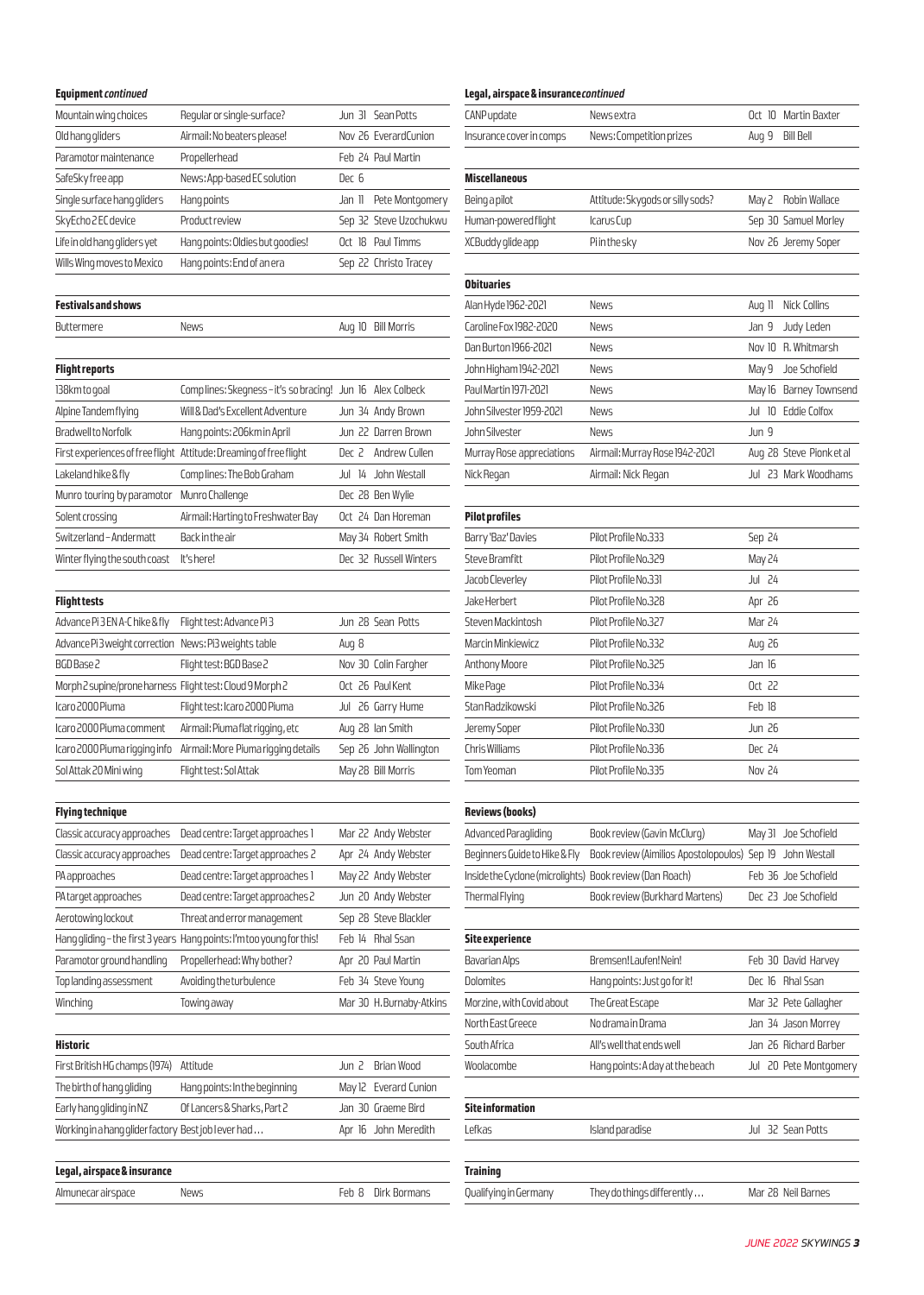**Equipment** *continued*

| | | | |
|---|---|---|---|
| Mountain wing choices | Regular or single-surface? | Jun 31 | Sean Potts |
| Old hang gliders | Airmail: No beaters please! | Nov 26 | EverardCunion |
| Paramotor maintenance | Propellerhead | Feb 24 | Paul Martin |
| SafeSky free app | News: App-based EC solution | Dec 6 | |
| Single surface hang gliders | Hang points | Jan 11 | Pete Montgomery |
| SkyEcho 2 EC device | Product review | Sep 32 | Steve Uzochukwu |
| Life in old hang gliders yet | Hang points: Oldies but goodies! | Oct 18 | Paul Timms |
| Wills Wing moves to Mexico | Hang points: End of an era | Sep 22 | Christo Tracey |

**Festivals and shows**

| | | | |
|---|---|---|---|
| Buttermere | News | Aug 10 | Bill Morris |

**Flight reports**

| | | | |
|---|---|---|---|
| 138km to goal | Comp lines: Skegness – it's so bracing! | Jun 16 | Alex Colbeck |
| Alpine Tandem flying | Will & Dad's Excellent Adventure | Jun 34 | Andy Brown |
| Bradwell to Norfolk | Hang points: 206km in April | Jun 22 | Darren Brown |
| First experiences of free flight | Attitude: Dreaming of free flight | Dec 2 | Andrew Cullen |
| Lakeland hike & fly | Comp lines: The Bob Graham | Jul 14 | John Westall |
| Munro touring by paramotor | Munro Challenge | Dec 28 | Ben Wylie |
| Solent crossing | Airmail: Harting to Freshwater Bay | Oct 24 | Dan Horeman |
| Switzerland – Andermatt | Back in the air | May 34 | Robert Smith |
| Winter flying the south coast | It's here! | Dec 32 | Russell Winters |

**Flight tests**

| | | | |
|---|---|---|---|
| Advance Pi 3 EN A-C hike & fly | Flight test: Advance Pi 3 | Jun 28 | Sean Potts |
| Advance Pi 3 weight correction | News: Pi 3 weights table | Aug 8 | |
| BGD Base 2 | Flight test: BGD Base 2 | Nov 30 | Colin Fargher |
| Morph 2 supine/prone harness | Flight test: Cloud 9 Morph 2 | Oct 26 | Paul Kent |
| Icaro 2000 Piuma | Flight test: Icaro 2000 Piuma | Jul 26 | Garry Hume |
| Icaro 2000 Piuma comment | Airmail: Piuma flat rigging, etc | Aug 28 | Ian Smith |
| Icaro 2000 Piuma rigging info | Airmail: More Piuma rigging details | Sep 26 | John Wallington |
| Sol Attak 20 Mini wing | Flight test: Sol Attak | May 28 | Bill Morris |

**Flying technique**

| | | | |
|---|---|---|---|
| Classic accuracy approaches | Dead centre: Target approaches 1 | Mar 22 | Andy Webster |
| Classic accuracy approaches | Dead centre: Target approaches 2 | Apr 24 | Andy Webster |
| PA approaches | Dead centre: Target approaches 1 | May 22 | Andy Webster |
| PA target approaches | Dead centre: Target approaches 2 | Jun 20 | Andy Webster |
| Aerotowing lockout | Threat and error management | Sep 28 | Steve Blackler |
| Hang gliding – the first 3 years | Hang points: I'm too young for this! | Feb 14 | Rhal Ssan |
| Paramotor ground handling | Propellerhead: Why bother? | Apr 20 | Paul Martin |
| Top landing assessment | Avoiding the turbulence | Feb 34 | Steve Young |
| Winching | Towing away | Mar 30 | H. Burnaby-Atkins |

**Historic**

| | | | |
|---|---|---|---|
| First British HG champs (1974) | Attitude | Jun 2 | Brian Wood |
| The birth of hang gliding | Hang points: In the beginning | May 12 | Everard Cunion |
| Early hang gliding in NZ | Of Lancers & Sharks, Part 2 | Jan 30 | Graeme Bird |
| Working in a hang glider factory | Best job I ever had … | Apr 16 | John Meredith |

**Legal, airspace & insurance**

| | | | |
|---|---|---|---|
| Almunecar airspace | News | Feb 8 | Dirk Bormans |

**Legal, airspace & insurance** *continued*

| | | | |
|---|---|---|---|
| CANP update | News extra | Oct 10 | Martin Baxter |
| Insurance cover in comps | News: Competition prizes | Aug 9 | Bill Bell |

**Miscellaneous**

| | | | |
|---|---|---|---|
| Being a pilot | Attitude: Skygods or silly sods? | May 2 | Robin Wallace |
| Human-powered flight | Icarus Cup | Sep 30 | Samuel Morley |
| XCBuddy glide app | Pi in the sky | Nov 26 | Jeremy Soper |

**Obituaries**

| | | | |
|---|---|---|---|
| Alan Hyde 1962-2021 | News | Aug 11 | Nick Collins |
| Caroline Fox 1982-2020 | News | Jan 9 | Judy Leden |
| Dan Burton 1966-2021 | News | Nov 10 | R. Whitmarsh |
| John Higham 1942-2021 | News | May 9 | Joe Schofield |
| Paul Martin 1971-2021 | News | May 16 | Barney Townsend |
| John Silvester 1959-2021 | News | Jul 10 | Eddie Colfox |
| John Silvester | News | Jun 9 | |
| Murray Rose appreciations | Airmail: Murray Rose 1942-2021 | Aug 28 | Steve Pionk et al |
| Nick Regan | Airmail: Nick Regan | Jul 23 | Mark Woodhams |

**Pilot profiles**

| | | |
|---|---|---|
| Barry 'Baz' Davies | Pilot Profile No.333 | Sep 24 |
| Steve Bramfitt | Pilot Profile No.329 | May 24 |
| Jacob Cleverley | Pilot Profile No.331 | Jul 24 |
| Jake Herbert | Pilot Profile No.328 | Apr 26 |
| Steven Mackintosh | Pilot Profile No.327 | Mar 24 |
| Marcin Minkiewicz | Pilot Profile No.332 | Aug 26 |
| Anthony Moore | Pilot Profile No.325 | Jan 16 |
| Mike Page | Pilot Profile No.334 | Oct 22 |
| Stan Radzikowski | Pilot Profile No.326 | Feb 18 |
| Jeremy Soper | Pilot Profile No.330 | Jun 26 |
| Chris Williams | Pilot Profile No.336 | Dec 24 |
| Tom Yeoman | Pilot Profile No.335 | Nov 24 |

**Reviews (books)**

| | | | |
|---|---|---|---|
| Advanced Paragliding | Book review (Gavin McClurg) | May 31 | Joe Schofield |
| Beginners Guide to Hike & Fly | Book review (Aimilios Apostolopoulos) | Sep 19 | John Westall |
| Inside the Cyclone (microlights) | Book review (Dan Roach) | Feb 36 | Joe Schofield |
| Thermal Flying | Book review (Burkhard Martens) | Dec 23 | Joe Schofield |

**Site experience**

| | | | |
|---|---|---|---|
| Bavarian Alps | Bremsen! Laufen! Nein! | Feb 30 | David Harvey |
| Dolomites | Hang points: Just go for it! | Dec 16 | Rhal Ssan |
| Morzine, with Covid about | The Great Escape | Mar 32 | Pete Gallagher |
| North East Greece | No drama in Drama | Jan 34 | Jason Morrey |
| South Africa | All's well that ends well | Jan 26 | Richard Barber |
| Woolacombe | Hang points: A day at the beach | Jul 20 | Pete Montgomery |

**Site information**

| | | | |
|---|---|---|---|
| Lefkas | Island paradise | Jul 32 | Sean Potts |

**Training**

| | | | |
|---|---|---|---|
| Qualifying in Germany | They do things differently … | Mar 28 | Neil Barnes |